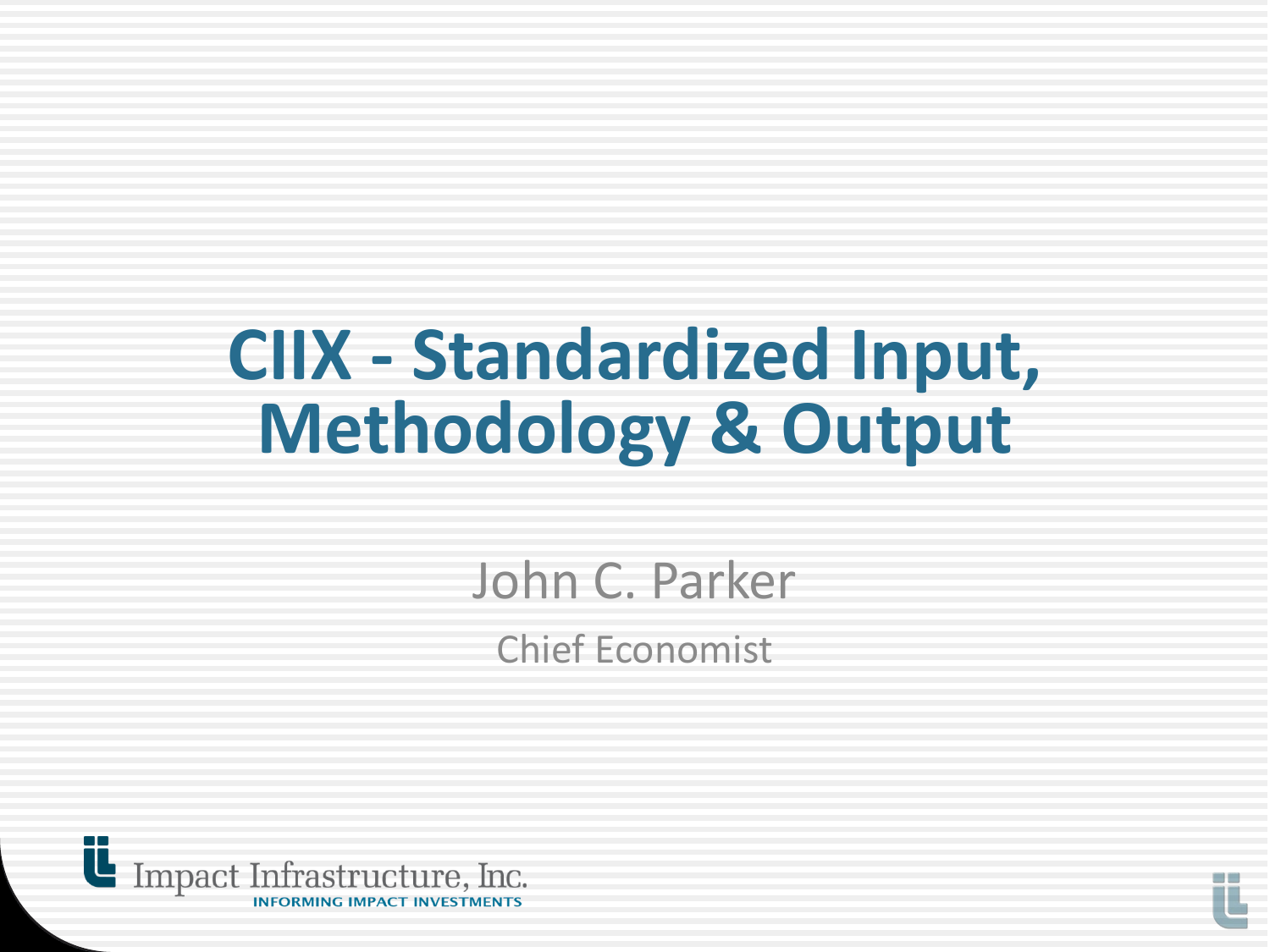# CIIX - Standardized Input, Methodology & Output

John C. Parker

Chief Economist

Impact Infrastructure, Inc.

INFORMING IMPACT INVESTMENTS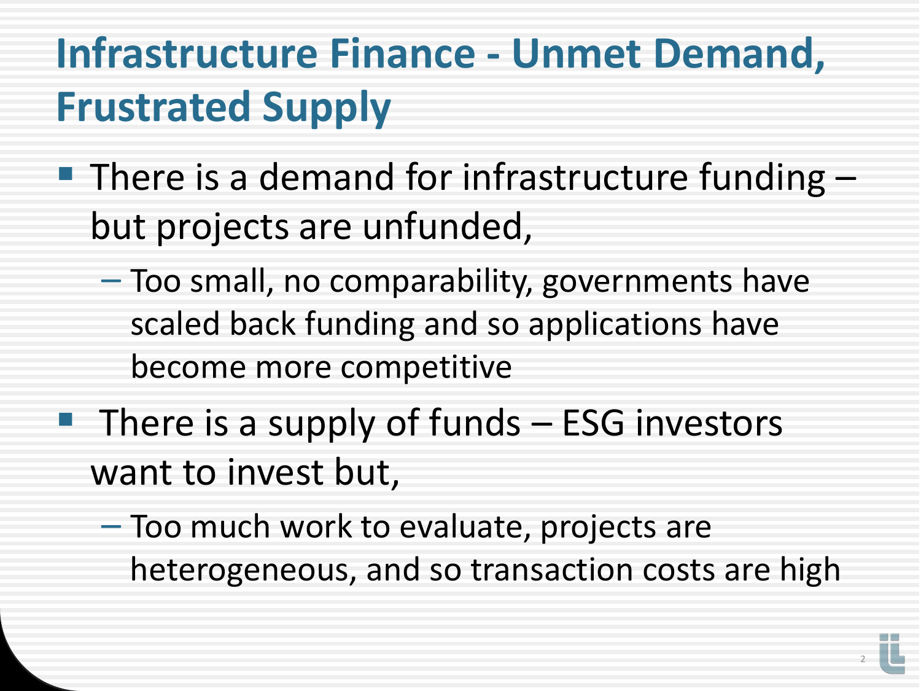# Infrastructure Finance - Unmet Demand, Frustrated Supply

- There is a demand for infrastructure funding – but projects are unfunded,
  - Too small, no comparability, governments have scaled back funding and so applications have become more competitive
- There is a supply of funds – ESG investors want to invest but,
  - Too much work to evaluate, projects are heterogeneous, and so transaction costs are high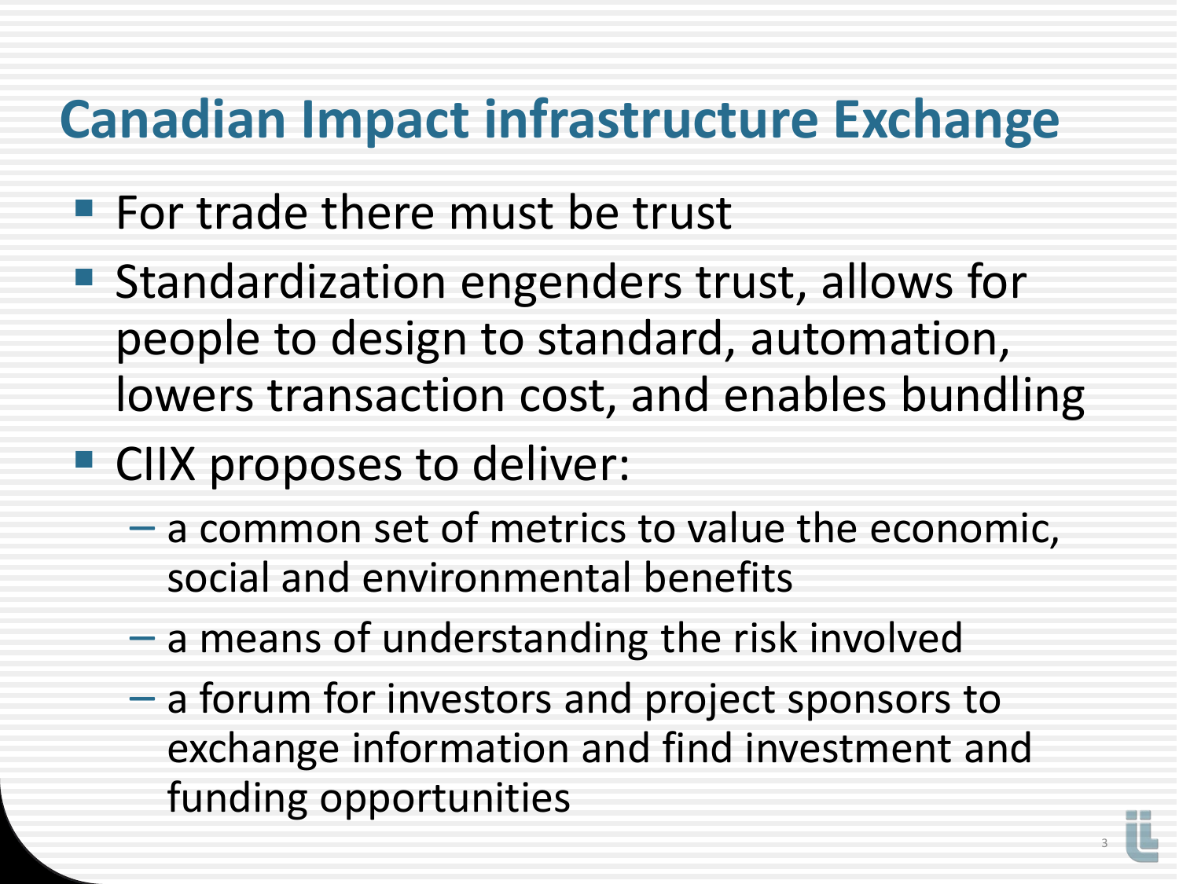# Canadian Impact infrastructure Exchange

- For trade there must be trust
- Standardization engenders trust, allows for people to design to standard, automation, lowers transaction cost, and enables bundling
- CIIX proposes to deliver:
  - a common set of metrics to value the economic, social and environmental benefits
  - a means of understanding the risk involved
  - a forum for investors and project sponsors to exchange information and find investment and funding opportunities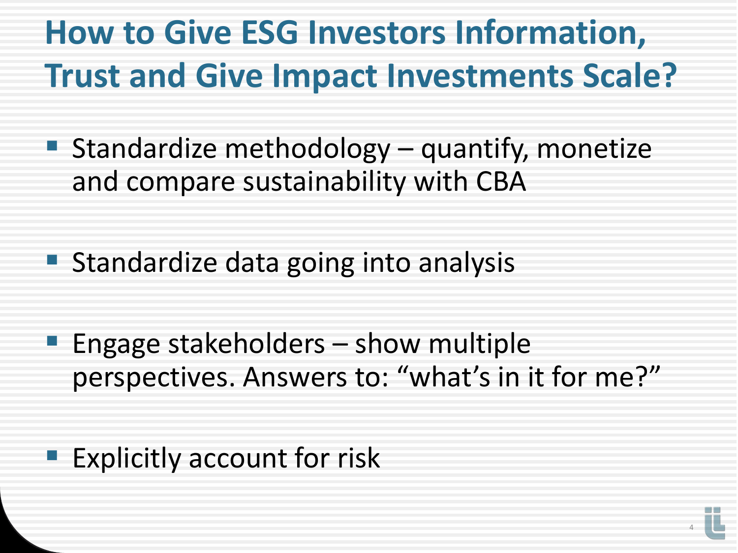# How to Give ESG Investors Information, Trust and Give Impact Investments Scale?

- Standardize methodology – quantify, monetize and compare sustainability with CBA
- Standardize data going into analysis
- Engage stakeholders – show multiple perspectives. Answers to: "what's in it for me?"
- Explicitly account for risk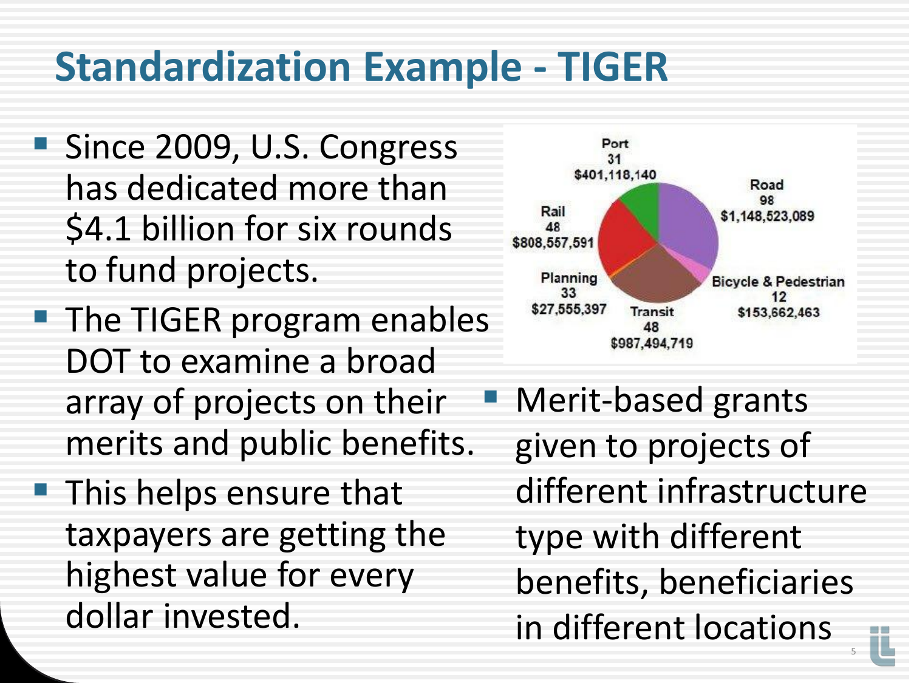# Standardization Example - TIGER

- Since 2009, U.S. Congress has dedicated more than $4.1 billion for six rounds to fund projects.
- The TIGER program enables DOT to examine a broad array of projects on their merits and public benefits.
- This helps ensure that taxpayers are getting the highest value for every dollar invested.

| Category | Number | Amount |
|---|---|---|
| Port | 31 | $401,118,140 |
| Road | 98 | $1,148,523,089 |
| Rail | 48 | $808,557,591 |
| Planning | 33 | $27,555,397 |
| Transit | 48 | $987,494,719 |
| Bicycle & Pedestrian | 12 | $153,662,463 |

- Merit-based grants given to projects of different infrastructure type with different benefits, beneficiaries in different locations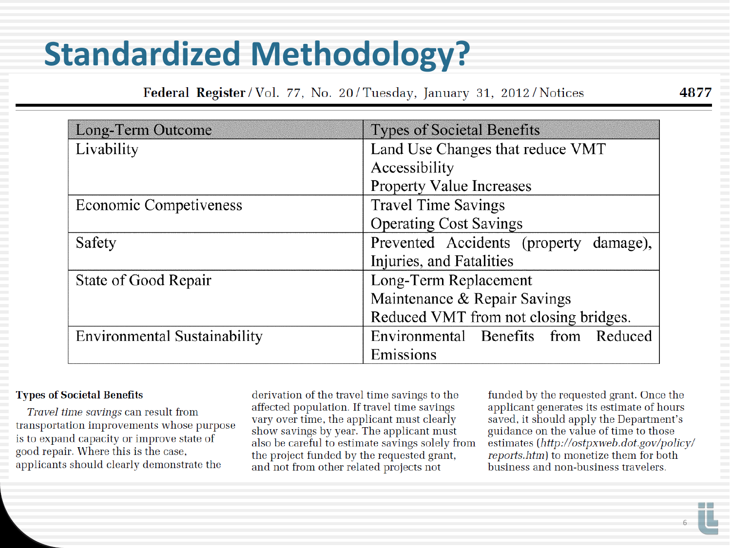# Standardized Methodology?

Federal Register / Vol. 77, No. 20 / Tuesday, January 31, 2012 / Notices

| Long-Term Outcome | Types of Societal Benefits |
| --- | --- |
| Livability | Land Use Changes that reduce VMT<br>Accessibility<br>Property Value Increases |
| Economic Competiveness | Travel Time Savings<br>Operating Cost Savings |
| Safety | Prevented Accidents (property damage), Injuries, and Fatalities |
| State of Good Repair | Long-Term Replacement<br>Maintenance & Repair Savings<br>Reduced VMT from not closing bridges. |
| Environmental Sustainability | Environmental Benefits from Reduced Emissions |

**Types of Societal Benefits**

*Travel time savings* can result from transportation improvements whose purpose is to expand capacity or improve state of good repair. Where this is the case, applicants should clearly demonstrate the derivation of the travel time savings to the affected population. If travel time savings vary over time, the applicant must clearly show savings by year. The applicant must also be careful to estimate savings solely from the project funded by the requested grant, and not from other related projects not funded by the requested grant. Once the applicant generates its estimate of hours saved, it should apply the Department's guidance on the value of time to those estimates (*http://ostpxweb.dot.gov/policy/reports.htm*) to monetize them for both business and non-business travelers.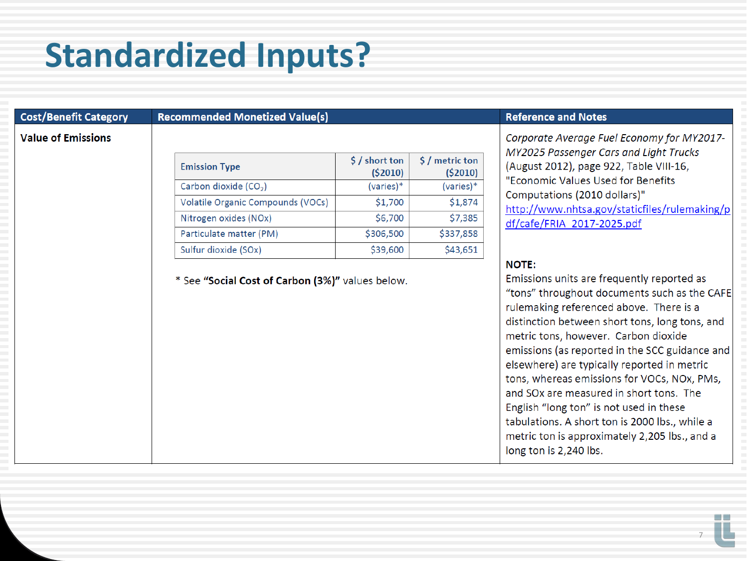# Standardized Inputs?

| Cost/Benefit Category | Recommended Monetized Value(s) | Reference and Notes |
|---|---|---|
| **Value of Emissions** | See nested table below. * See **"Social Cost of Carbon (3%)"** values below. | *Corporate Average Fuel Economy for MY2017-MY2025 Passenger Cars and Light Trucks* (August 2012), page 922, Table VIII-16, "Economic Values Used for Benefits Computations (2010 dollars)" [http://www.nhtsa.gov/staticfiles/rulemaking/pdf/cafe/FRIA_2017-2025.pdf](http://www.nhtsa.gov/staticfiles/rulemaking/pdf/cafe/FRIA_2017-2025.pdf) **NOTE:** Emissions units are frequently reported as "tons" throughout documents such as the CAFE rulemaking referenced above. There is a distinction between short tons, long tons, and metric tons, however. Carbon dioxide emissions (as reported in the SCC guidance and elsewhere) are typically reported in metric tons, whereas emissions for VOCs, NOx, PMs, and SOx are measured in short tons. The English "long ton" is not used in these tabulations. A short ton is 2000 lbs., while a metric ton is approximately 2,205 lbs., and a long ton is 2,240 lbs. |

| Emission Type | $ / short ton ($2010) | $ / metric ton ($2010) |
|---|---|---|
| Carbon dioxide ($CO_2$) | (varies)* | (varies)* |
| Volatile Organic Compounds (VOCs) | $1,700 | $1,874 |
| Nitrogen oxides (NOx) | $6,700 | $7,385 |
| Particulate matter (PM) | $306,500 | $337,858 |
| Sulfur dioxide (SOx) | $39,600 | $43,651 |

* See **"Social Cost of Carbon (3%)"** values below.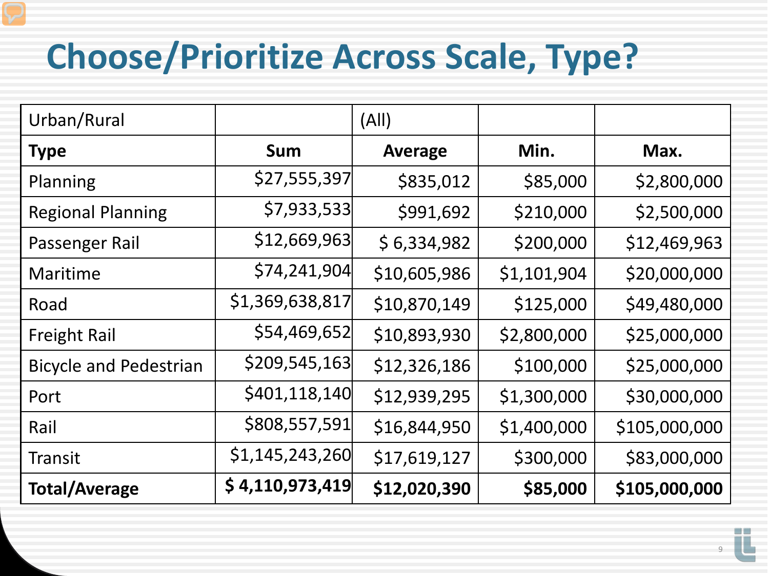# Choose/Prioritize Across Scale, Type?

| Urban/Rural | | (All) | | |
|---|---|---|---|---|
| **Type** | **Sum** | **Average** | **Min.** | **Max.** |
| Planning | $27,555,397 | $835,012 | $85,000 | $2,800,000 |
| Regional Planning | $7,933,533 | $991,692 | $210,000 | $2,500,000 |
| Passenger Rail | $12,669,963 | $ 6,334,982 | $200,000 | $12,469,963 |
| Maritime | $74,241,904 | $10,605,986 | $1,101,904 | $20,000,000 |
| Road | $1,369,638,817 | $10,870,149 | $125,000 | $49,480,000 |
| Freight Rail | $54,469,652 | $10,893,930 | $2,800,000 | $25,000,000 |
| Bicycle and Pedestrian | $209,545,163 | $12,326,186 | $100,000 | $25,000,000 |
| Port | $401,118,140 | $12,939,295 | $1,300,000 | $30,000,000 |
| Rail | $808,557,591 | $16,844,950 | $1,400,000 | $105,000,000 |
| Transit | $1,145,243,260 | $17,619,127 | $300,000 | $83,000,000 |
| **Total/Average** | **$ 4,110,973,419** | **$12,020,390** | **$85,000** | **$105,000,000** |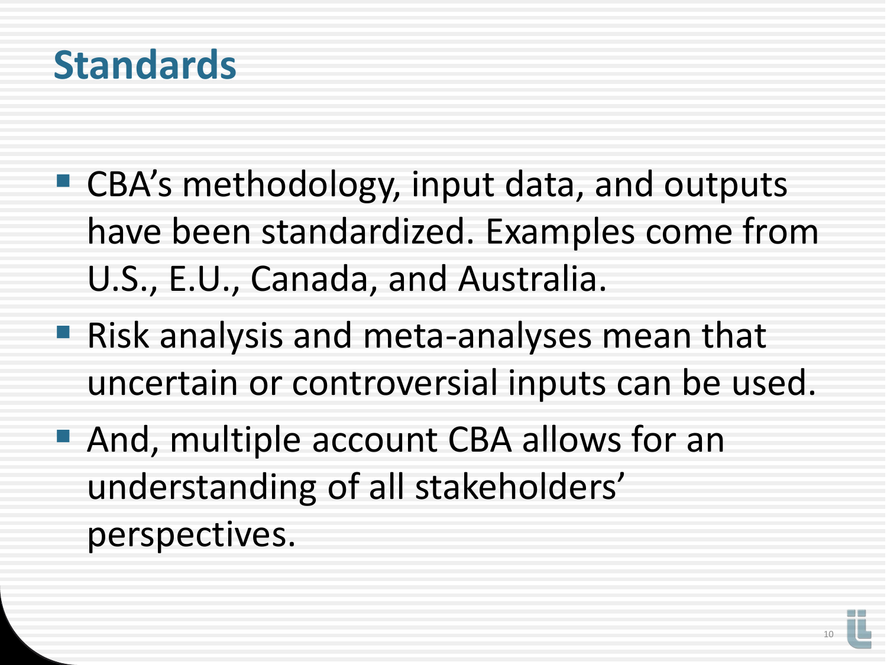# Standards

- CBA's methodology, input data, and outputs have been standardized. Examples come from U.S., E.U., Canada, and Australia.
- Risk analysis and meta-analyses mean that uncertain or controversial inputs can be used.
- And, multiple account CBA allows for an understanding of all stakeholders' perspectives.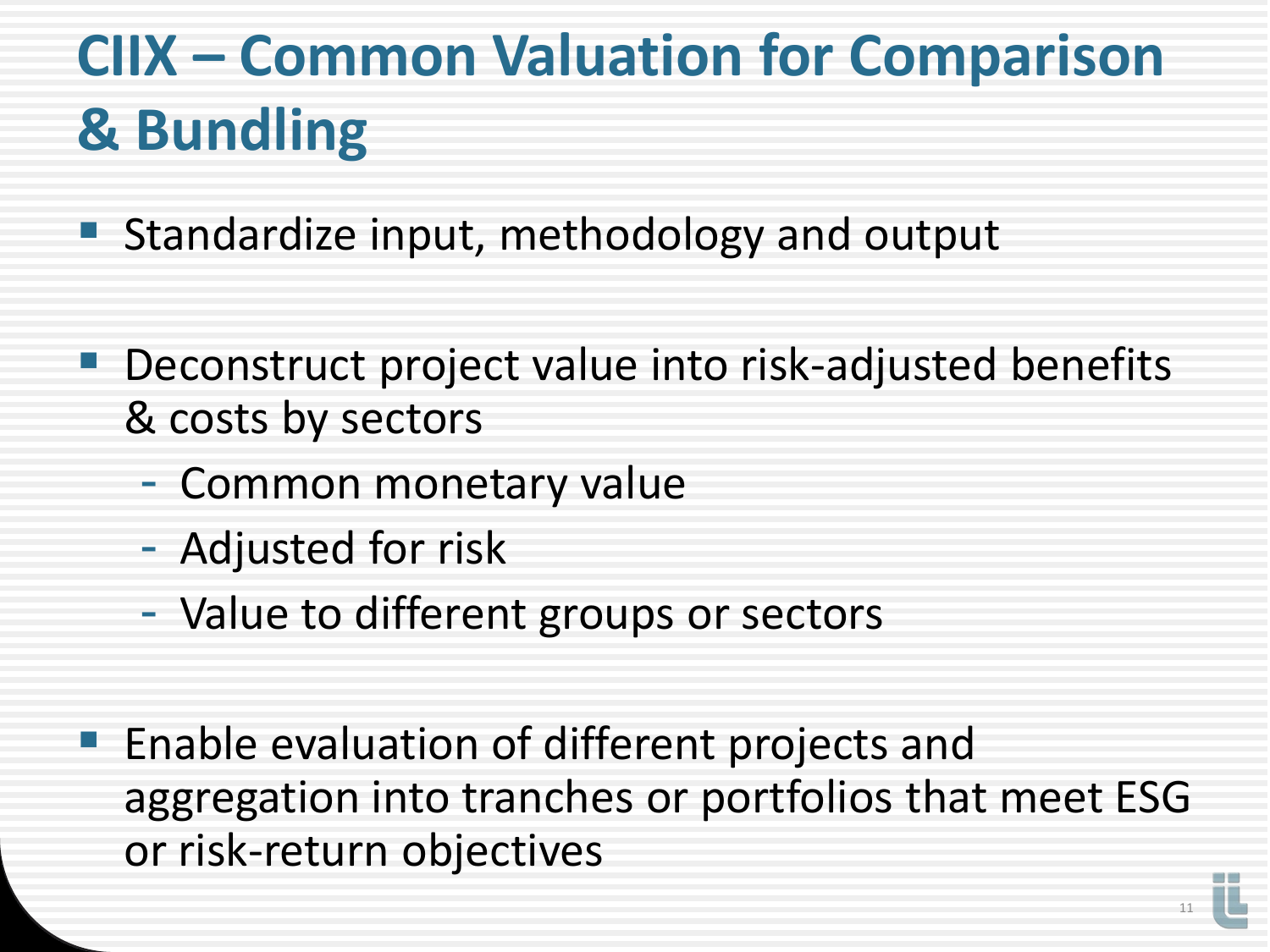# CIIX – Common Valuation for Comparison & Bundling

- Standardize input, methodology and output
- Deconstruct project value into risk-adjusted benefits & costs by sectors
  - Common monetary value
  - Adjusted for risk
  - Value to different groups or sectors
- Enable evaluation of different projects and aggregation into tranches or portfolios that meet ESG or risk-return objectives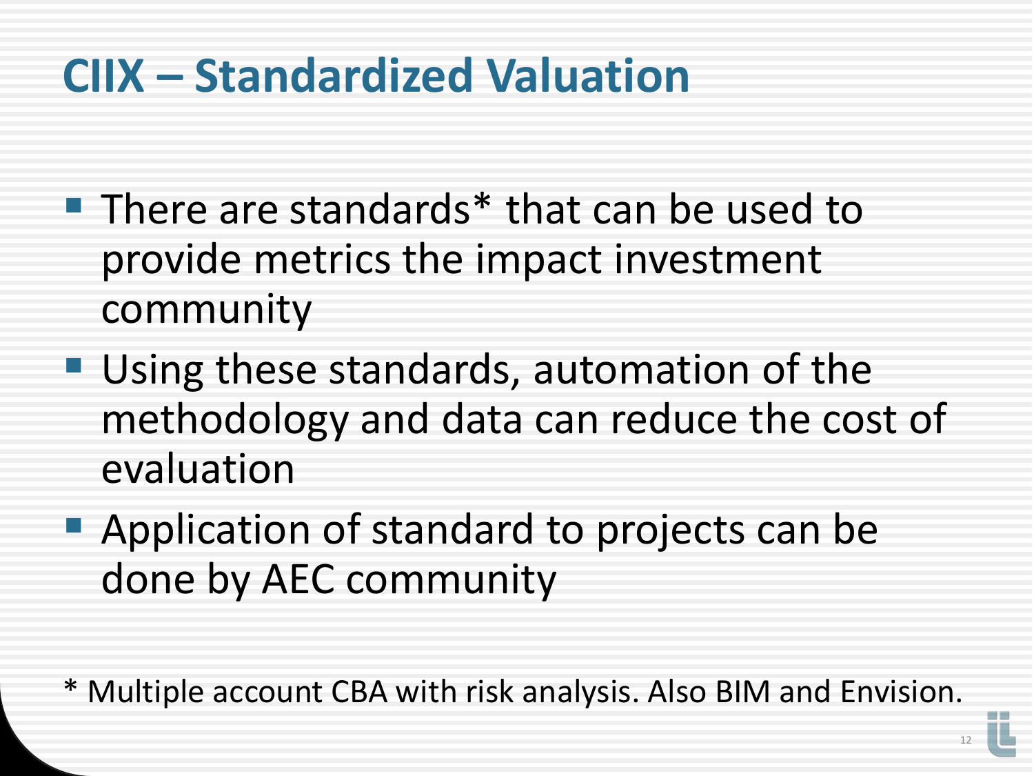# CIIX – Standardized Valuation

- There are standards* that can be used to provide metrics the impact investment community
- Using these standards, automation of the methodology and data can reduce the cost of evaluation
- Application of standard to projects can be done by AEC community

* Multiple account CBA with risk analysis. Also BIM and Envision.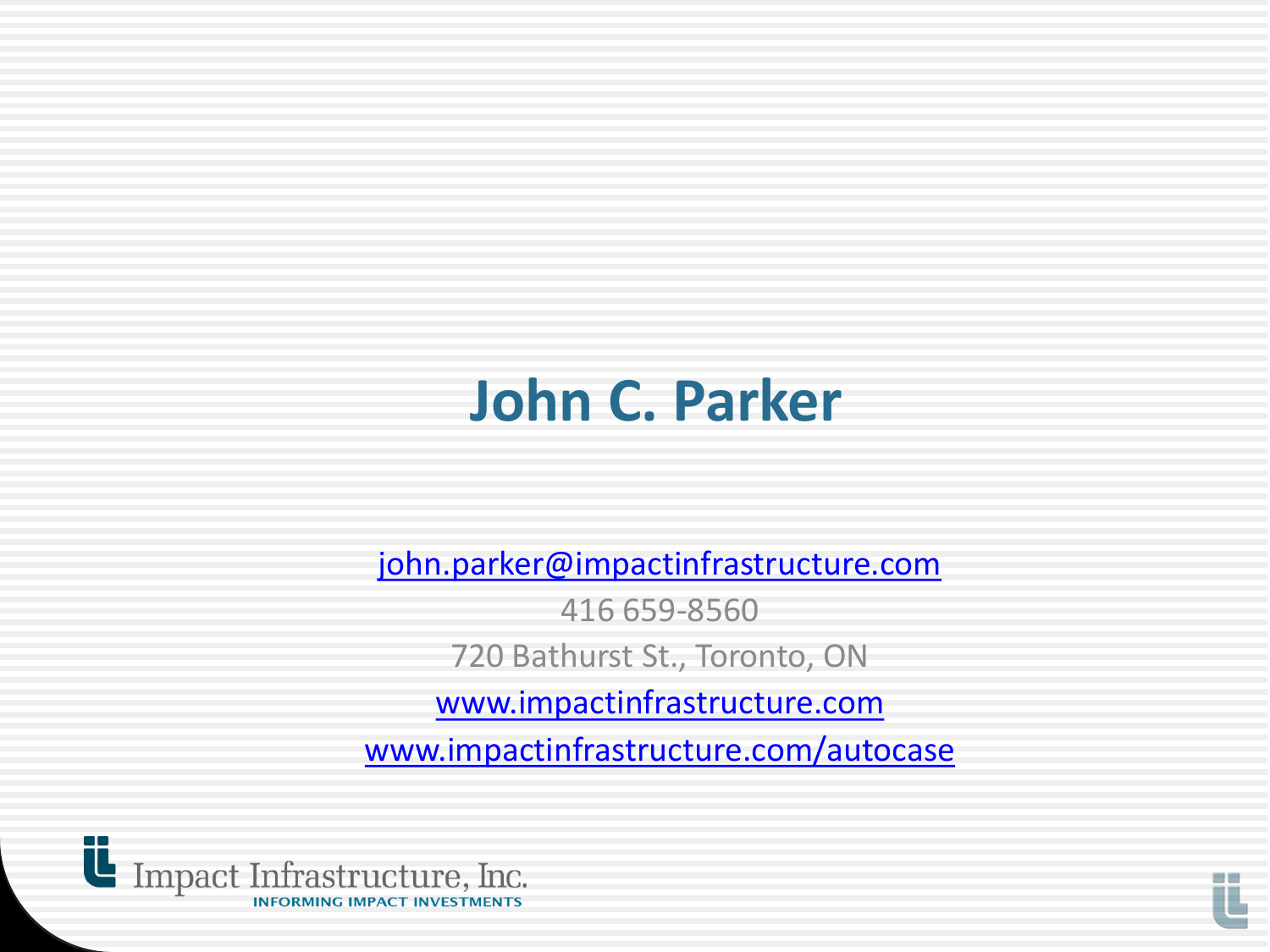# John C. Parker

john.parker@impactinfrastructure.com

416 659-8560

720 Bathurst St., Toronto, ON

www.impactinfrastructure.com

www.impactinfrastructure.com/autocase

Impact Infrastructure, Inc.
INFORMING IMPACT INVESTMENTS